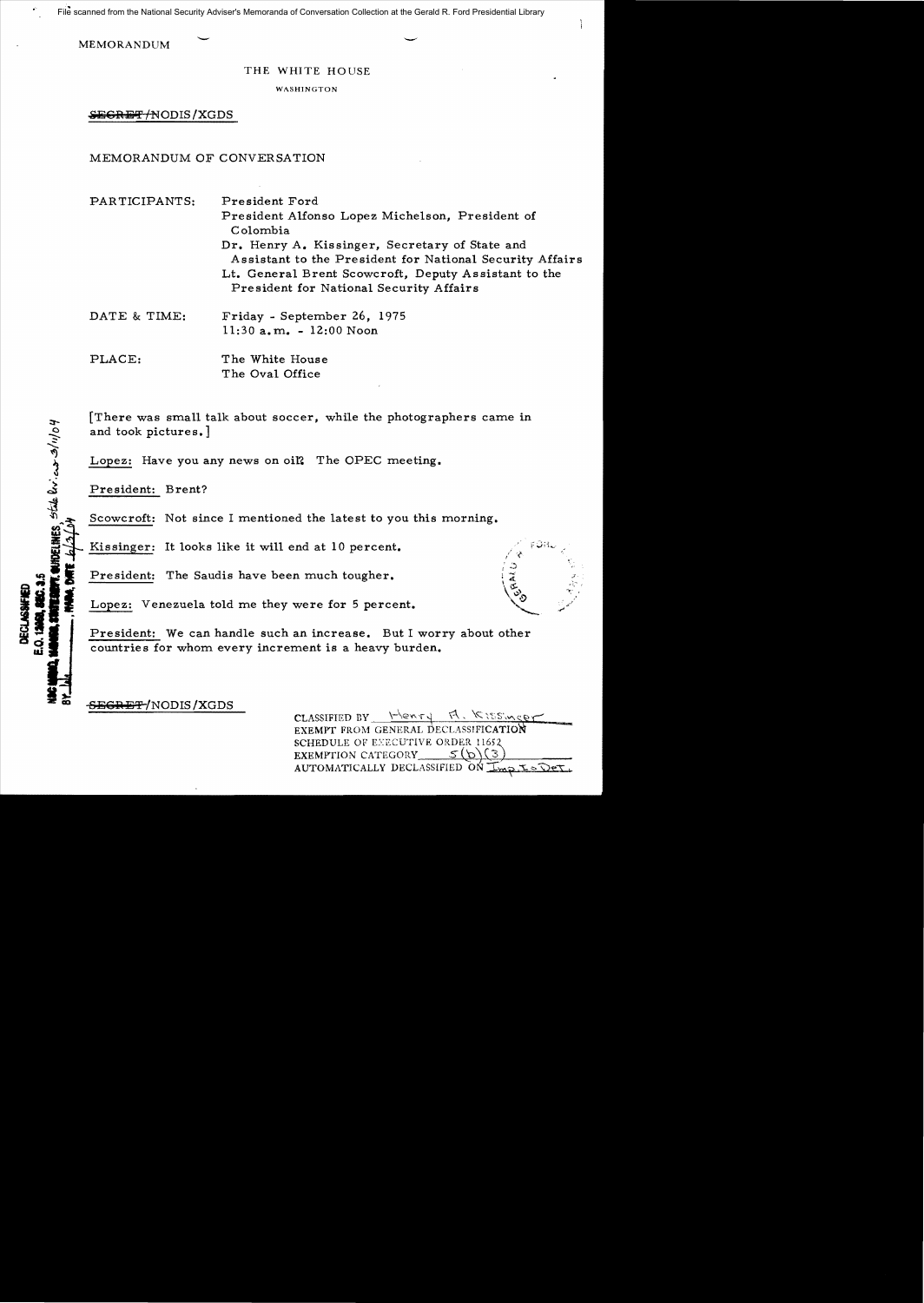File scanned from the National Security Adviser's Memoranda of Conversation Collection at the Gerald R. Ford Presidential Library

MEMORANDUM

THE WHITE HOUSE

WASHINGTON

~~SECRET~~/NODIS/XGDS

MEMORANDUM OF CONVERSATION

PARTICIPANTS: President Ford
President Alfonso Lopez Michelson, President of Colombia
Dr. Henry A. Kissinger, Secretary of State and Assistant to the President for National Security Affairs
Lt. General Brent Scowcroft, Deputy Assistant to the President for National Security Affairs

DATE & TIME: Friday - September 26, 1975
11:30 a.m. - 12:00 Noon

PLACE: The White House
The Oval Office

DECLASSIFIED
E.O. 12958, SEC. 3.5
NSC MEMO, 11/24/98, STATE DEPT. GUIDELINES, State Dev. iew 3/11/04
BY ___, NARA, DATE 6/3/04

[There was small talk about soccer, while the photographers came in and took pictures.]

Lopez: Have you any news on oil? The OPEC meeting.

President: Brent?

Scowcroft: Not since I mentioned the latest to you this morning.

Kissinger: It looks like it will end at 10 percent.

President: The Saudis have been much tougher.

Lopez: Venezuela told me they were for 5 percent.

President: We can handle such an increase. But I worry about other countries for whom every increment is a heavy burden.

~~SECRET~~/NODIS/XGDS

CLASSIFIED BY Henry A. Kissinger
EXEMPT FROM GENERAL DECLASSIFICATION
SCHEDULE OF EXECUTIVE ORDER 11652
EXEMPTION CATEGORY 5(b)(3)
AUTOMATICALLY DECLASSIFIED ON Imp. to Det.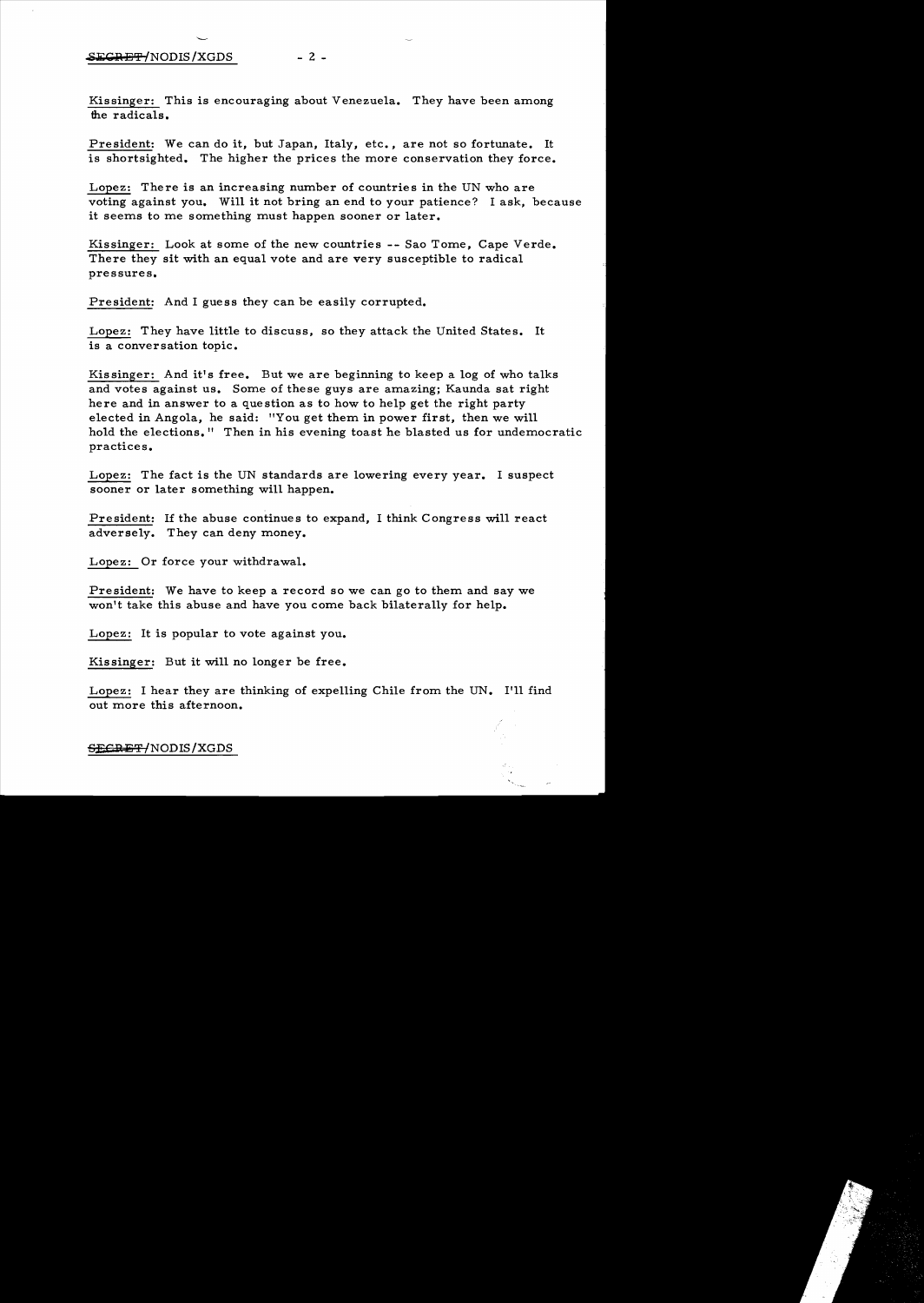Kissinger: This is encouraging about Venezuela. They have been among the radicals.

President: We can do it, but Japan, Italy, etc., are not so fortunate. It is shortsighted. The higher the prices the more conservation they force.

Lopez: There is an increasing number of countries in the UN who are voting against you. Will it not bring an end to your patience? I ask, because it seems to me something must happen sooner or later.

Kissinger: Look at some of the new countries -- Sao Tome, Cape Verde. There they sit with an equal vote and are very susceptible to radical pressures.

President: And I guess they can be easily corrupted.

Lopez: They have little to discuss, so they attack the United States. It is a conversation topic.

Kissinger: And it's free. But we are beginning to keep a log of who talks and votes against us. Some of these guys are amazing; Kaunda sat right here and in answer to a question as to how to help get the right party elected in Angola, he said: "You get them in power first, then we will hold the elections." Then in his evening toast he blasted us for undemocratic practices.

Lopez: The fact is the UN standards are lowering every year. I suspect sooner or later something will happen.

President: If the abuse continues to expand, I think Congress will react adversely. They can deny money.

Lopez: Or force your withdrawal.

President: We have to keep a record so we can go to them and say we won't take this abuse and have you come back bilaterally for help.

Lopez: It is popular to vote against you.

Kissinger: But it will no longer be free.

Lopez: I hear they are thinking of expelling Chile from the UN. I'll find out more this afternoon.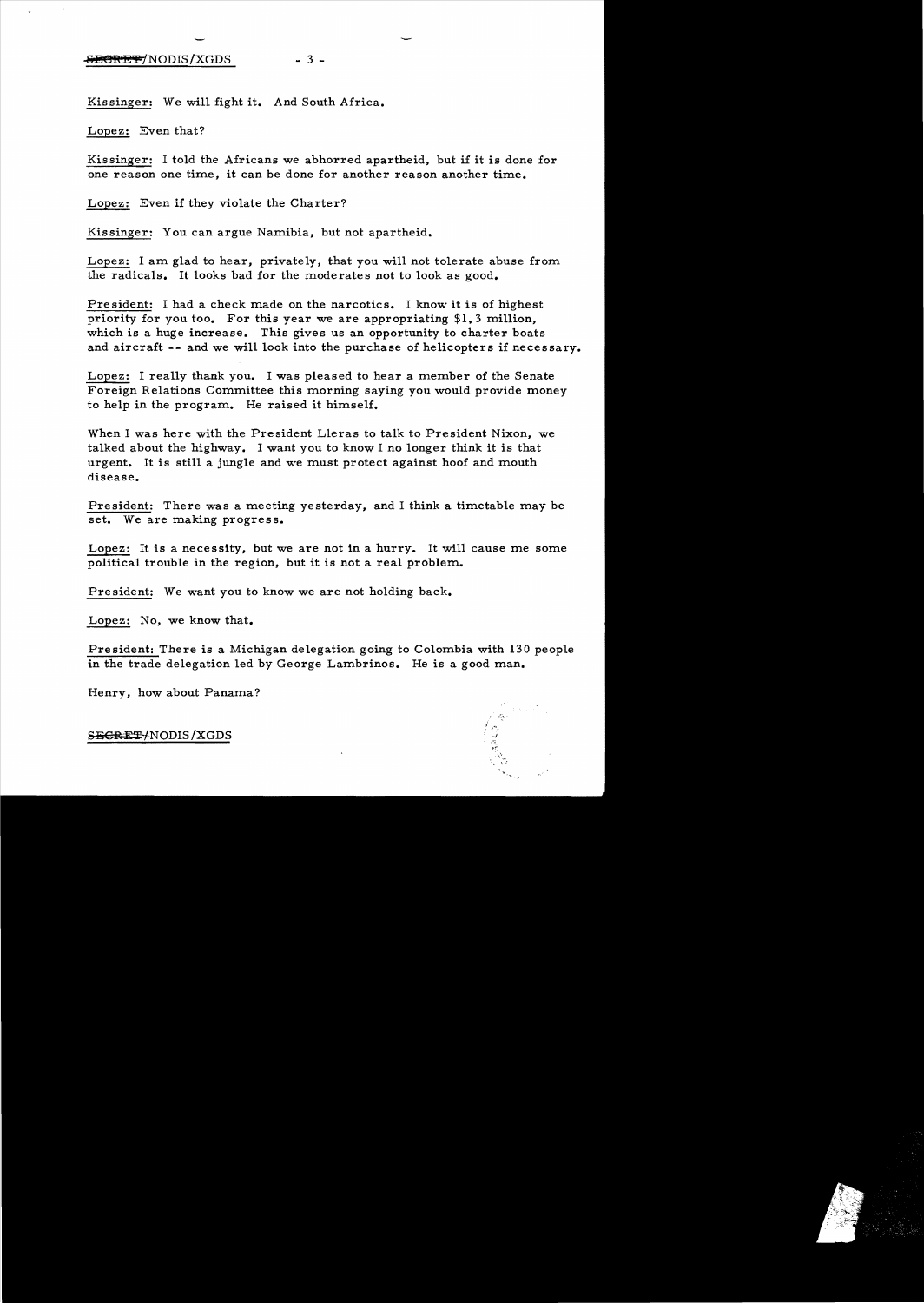Kissinger: We will fight it. And South Africa.

Lopez: Even that?

Kissinger: I told the Africans we abhorred apartheid, but if it is done for one reason one time, it can be done for another reason another time.

Lopez: Even if they violate the Charter?

Kissinger: You can argue Namibia, but not apartheid.

Lopez: I am glad to hear, privately, that you will not tolerate abuse from the radicals. It looks bad for the moderates not to look as good.

President: I had a check made on the narcotics. I know it is of highest priority for you too. For this year we are appropriating $1,3 million, which is a huge increase. This gives us an opportunity to charter boats and aircraft -- and we will look into the purchase of helicopters if necessary.

Lopez: I really thank you. I was pleased to hear a member of the Senate Foreign Relations Committee this morning saying you would provide money to help in the program. He raised it himself.

When I was here with the President Lleras to talk to President Nixon, we talked about the highway. I want you to know I no longer think it is that urgent. It is still a jungle and we must protect against hoof and mouth disease.

President: There was a meeting yesterday, and I think a timetable may be set. We are making progress.

Lopez: It is a necessity, but we are not in a hurry. It will cause me some political trouble in the region, but it is not a real problem.

President: We want you to know we are not holding back.

Lopez: No, we know that.

President: There is a Michigan delegation going to Colombia with 130 people in the trade delegation led by George Lambrinos. He is a good man.

Henry, how about Panama?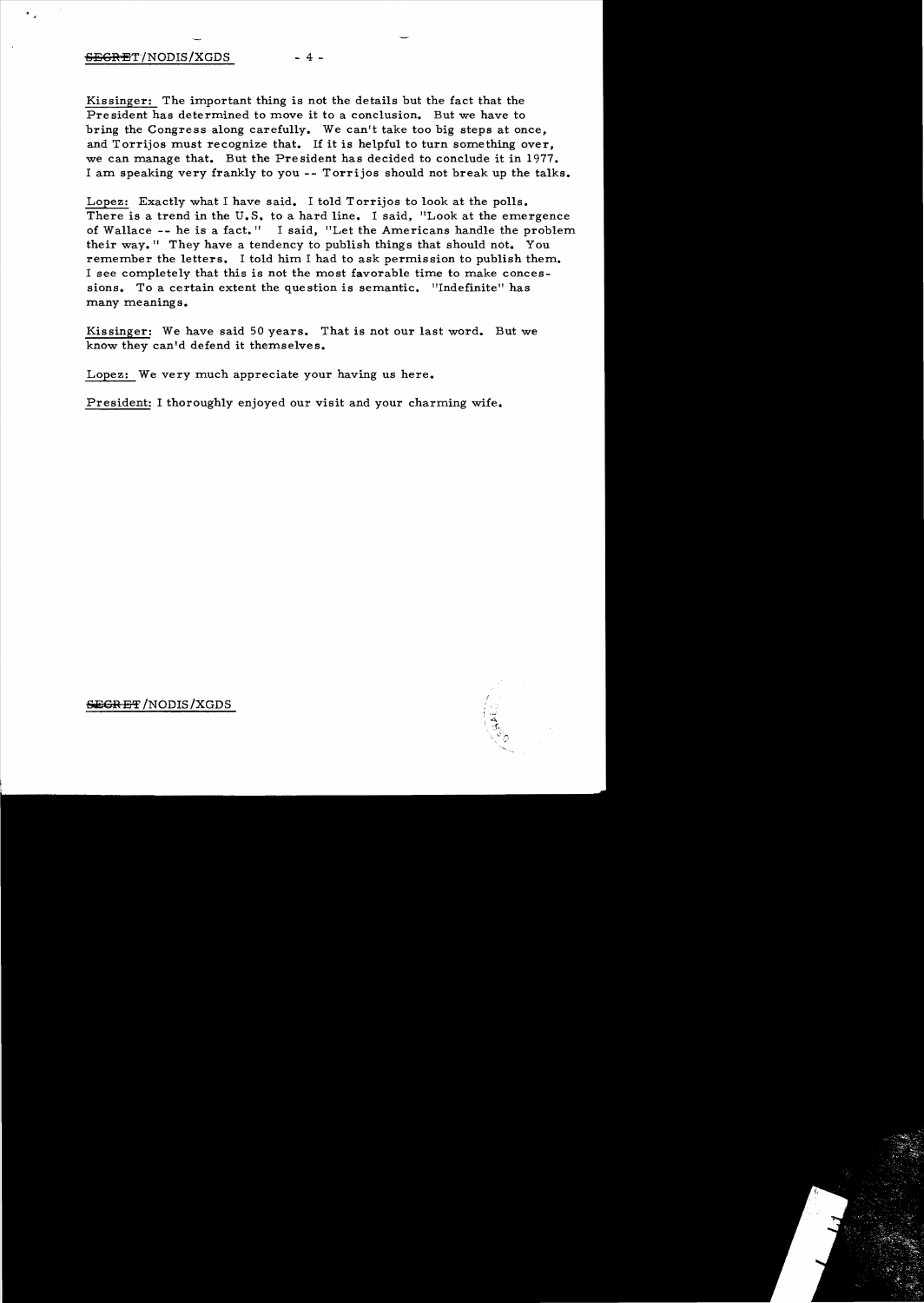Kissinger: The important thing is not the details but the fact that the President has determined to move it to a conclusion. But we have to bring the Congress along carefully. We can't take too big steps at once, and Torrijos must recognize that. If it is helpful to turn something over, we can manage that. But the President has decided to conclude it in 1977. I am speaking very frankly to you -- Torrijos should not break up the talks.

Lopez: Exactly what I have said. I told Torrijos to look at the polls. There is a trend in the U.S. to a hard line. I said, "Look at the emergence of Wallace -- he is a fact." I said, "Let the Americans handle the problem their way." They have a tendency to publish things that should not. You remember the letters. I told him I had to ask permission to publish them. I see completely that this is not the most favorable time to make concessions. To a certain extent the question is semantic. "Indefinite" has many meanings.

Kissinger: We have said 50 years. That is not our last word. But we know they can'd defend it themselves.

Lopez: We very much appreciate your having us here.

President: I thoroughly enjoyed our visit and your charming wife.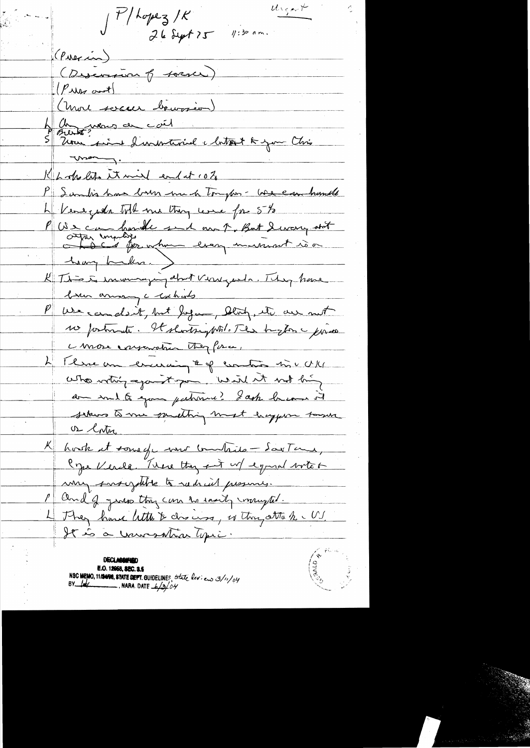P/Lopez/K
26 Sept 75 11:30 am.

Urgent

(Press in)

(Discussion of soccer)

(Press out)

(More soccer discussion)

L Any news on coal

P Brent?

S Your side drawn a little & you this morning.

K Looks like it will end at 10%

P Sanders has been much tougher - We can handle

L Venezuela told me they were for 5%

P We can handle send on it. But I worry about other countries for whom every increase is a heavy burden.

K This is encouraging about Venezuela. They have been among the hawks.

P We can do it, but Japan, Italy, etc are not so fortunate. It's shortsighted. The higher the prices the more conservation they face.

L There are increasing # of countries in the UN who voting against you. Will it not bring an end to your patience? I ask because it seems to me something must happen sooner or later.

K Look at some of the countries - Sao Tome, Cape Verde. These they seat w/ equal vote & very susceptible to radical pressures.

P And I guess they can be easily corrupted.

L They have little to discuss, so they attack the US. It is a conversation topic.

DECLASSIFIED
E.O. 12958, SEC. 3.5
NSC MEMO, 11/24/98, STATE DEPT. GUIDELINES, State Review 3/11/04
BY ___, NARA, DATE 6/3/04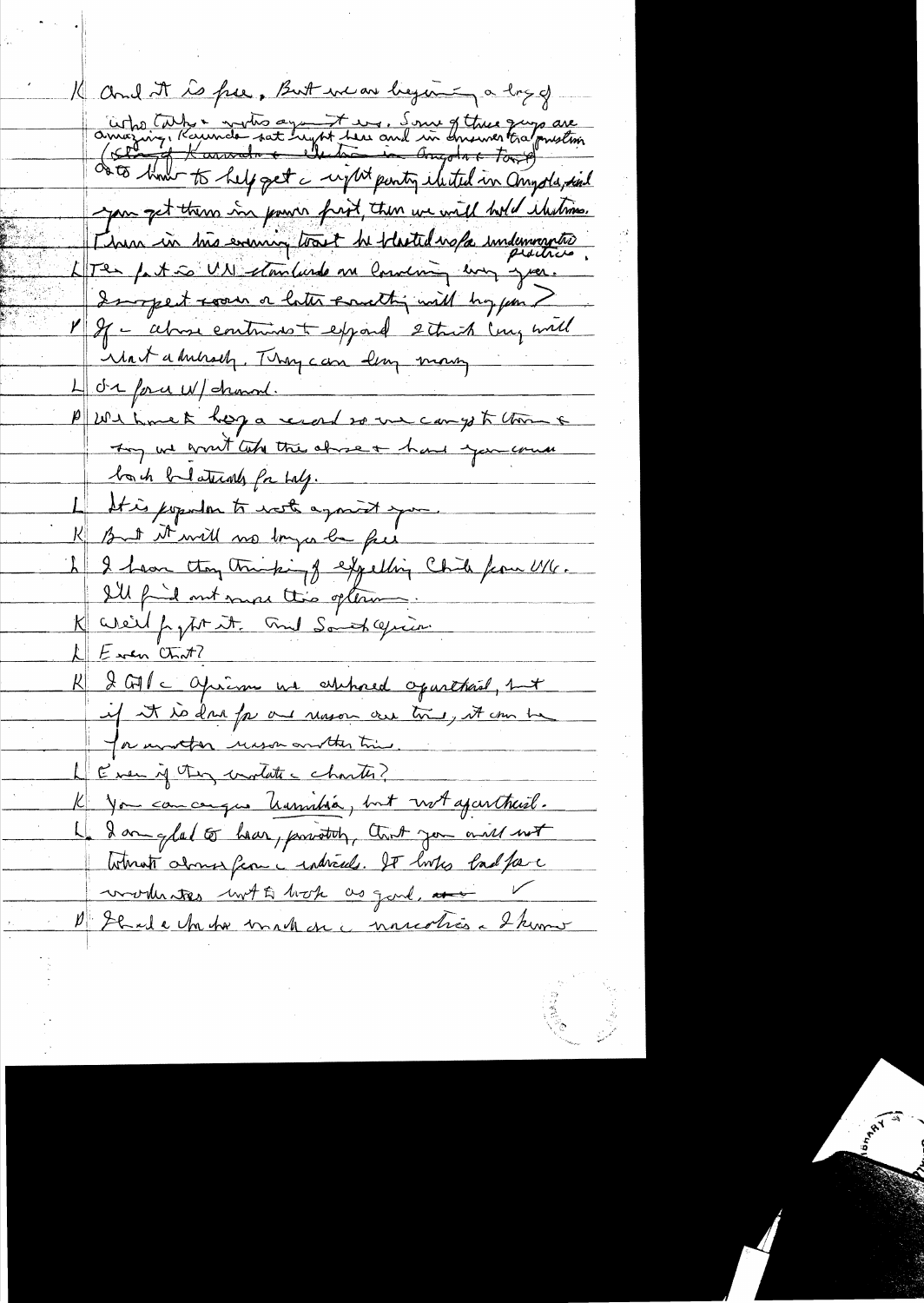K And it is free. But we are beginning a long of amazing. Kaunda sat right here and in answer to a question (about Kaunda & Vorster in Angola & tour) Go to him to help get a right party elected in Angola, said you get them in power first, then we will hold elections.
Then in his evening toast he blasted us for undemocratic practices.

L The fact is UN standards are lowering every year. I suspect sooner or later something will happen?

K If the abuse continues to expand I think Cong will react adversely. They can deny money

L Or force W/drawal.

P We have to keep a record so we can go to them & say we won't take this abuse & have you come back bilaterally for help.

L It is popular to vote against you.

K But it will no longer be free

L I hear they thinking of expelling Chile from UN. I'll find out more this afternoon.

K We'll fight it. And South Africa.

L Even that?

K I told Africans we abhorred apartheid, but if it is done for one reason one time, it can be for another reason another time.

L Even if they violate the charter?

K You can argue Namibia, but not apartheid.

L I am glad to hear, privately, that you will not withdraw from the Indian. It looks bad for the moderates not to look as good, and ✓

P I had a chat with Mrs. and ~~de~~ narcotics. I know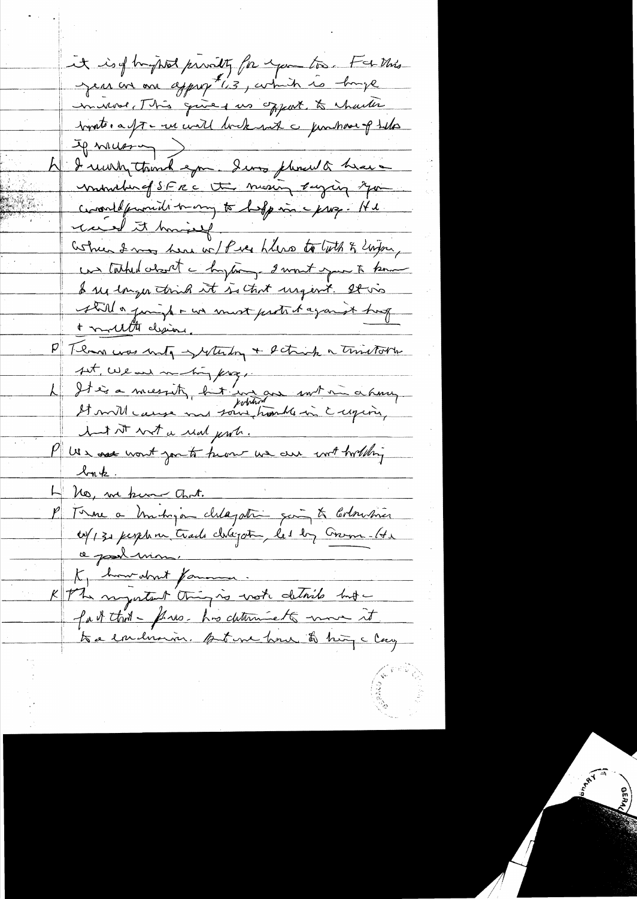it is of highest priority for you too. For this year we are approp #1.3, which is huge increase. This gives us effort to charter boats + aft - we will look at a purchase of helo (if necessary)

L I really thank you. I was pleased to have a member of SFRC this morning saying you could provide money to help in the prog. He raised it himself.

When I was here w/ Pres Lleras to talk to Nixon, we talked about the hijacking. I want you to know I no longer think it is that urgent. It is still a gimmick + we must protect against drug + mafia decision.

P Lleras was with yesterday + I think a tremendous set. We are in big prog.

L It is a necessity, but we are not in a hurry. It will cause me some political trouble in the region, but it is not a real prob.

P We want you to know we are not holding back.

L No, we know that.

P There a Michigan delegation going to Colombia w/ 130 people in trade delegation, led by Gov. —. He a good man.

K, how about Panama.

K The important thing is not details but fact that Pres. has determined to move it to a conclusion. But we have to bring a Cong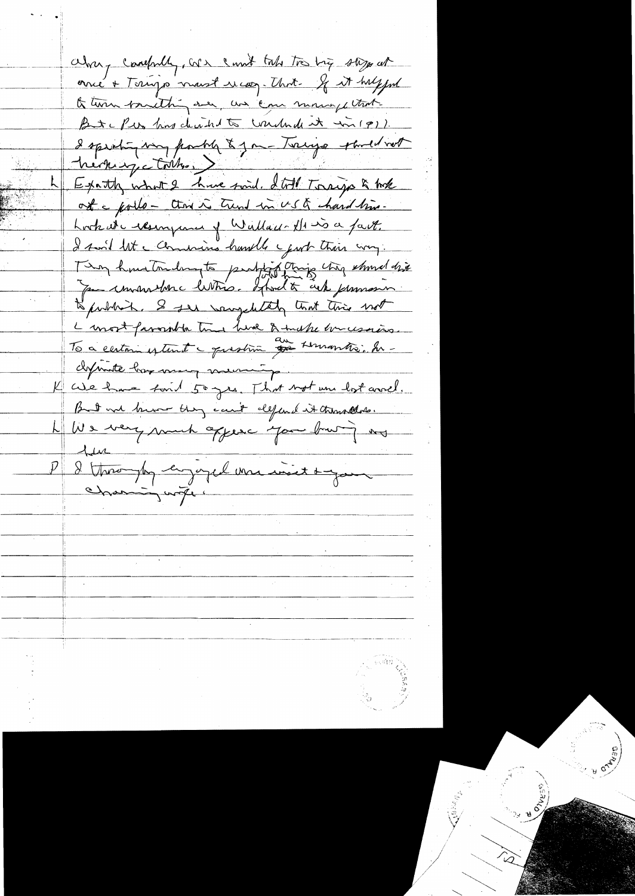along carefully, we can't take too big steps at once + Torrijos must recog. that. If it helps to turn something over, we can manage that. But the Pres has decided to conclude it in 1977.

I speaking very frankly & you – Torrijos should not harangue the talks.)

L Exactly what I have said. I told Torrijos to look at the polls – there is trend in US to hard line. Look at the resurgence of Wallace. It is a fact. I said let the Americans handle it just their way. They have tendency to publish things they should not. You remember the letters. I had to ask permission to publish. I see completely that this is not the most favorable time here to make concessions. To a certain extent the question are semantics. In-definite has many meanings.

K We have said 50 yrs. That not our last word. But we know they can't defend it themselves.

L We very much appreciate your having us here

P I thoroughly enjoyed our visit & your charming wife.